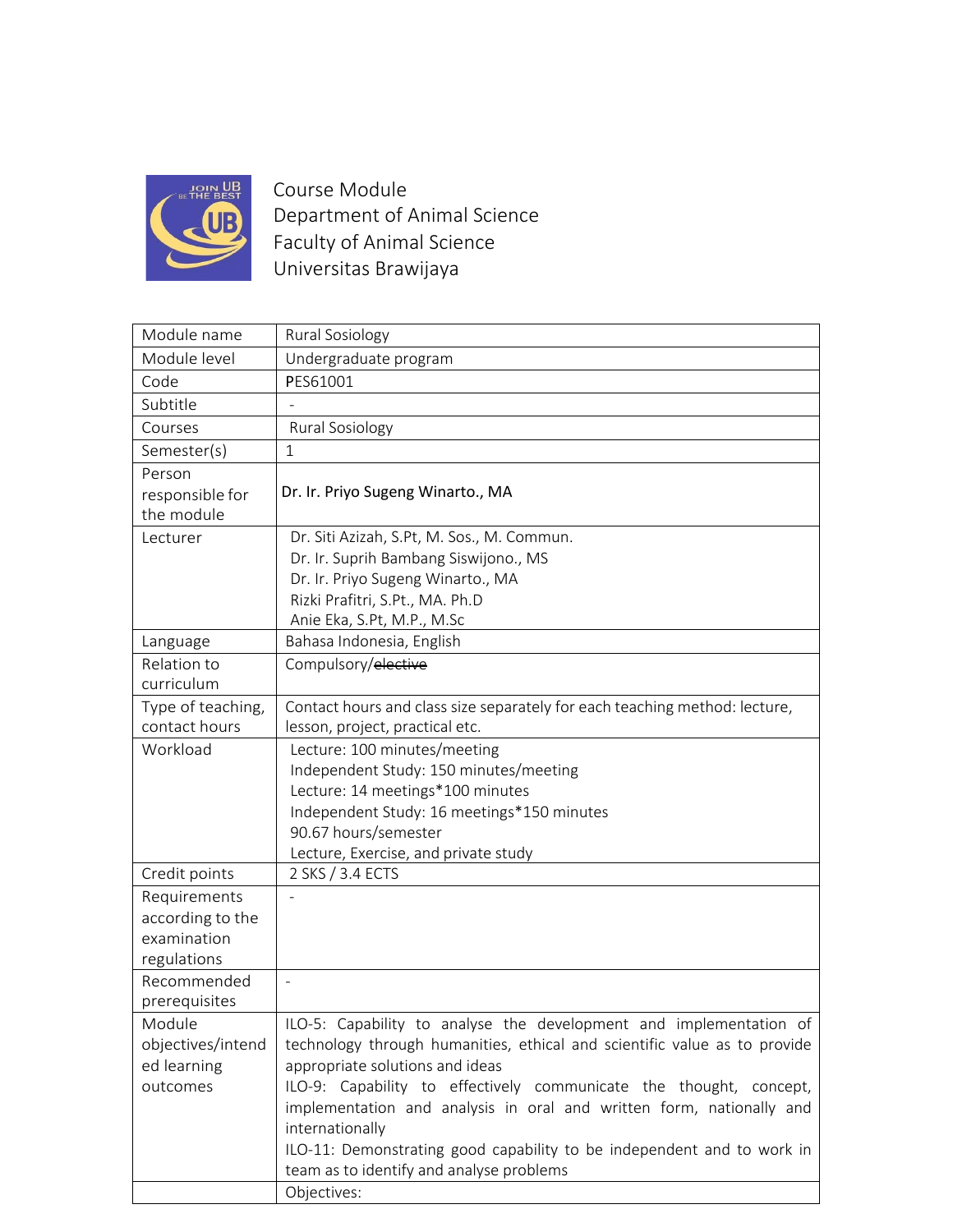Course Module
Department of Animal Science
Faculty of Animal Science
Universitas Brawijaya

| Module name | Rural Sosiology |
|---|---|
| Module level | Undergraduate program |
| Code | PES61001 |
| Subtitle | - |
| Courses | Rural Sosiology |
| Semester(s) | 1 |
| Person responsible for the module | Dr. Ir. Priyo Sugeng Winarto., MA |
| Lecturer | Dr. Siti Azizah, S.Pt, M. Sos., M. Commun.<br>Dr. Ir. Suprih Bambang Siswijono., MS<br>Dr. Ir. Priyo Sugeng Winarto., MA<br>Rizki Prafitri, S.Pt., MA. Ph.D<br>Anie Eka, S.Pt, M.P., M.Sc |
| Language | Bahasa Indonesia, English |
| Relation to curriculum | Compulsory/~~elective~~ |
| Type of teaching, contact hours | Contact hours and class size separately for each teaching method: lecture, lesson, project, practical etc. |
| Workload | Lecture: 100 minutes/meeting<br>Independent Study: 150 minutes/meeting<br>Lecture: 14 meetings*100 minutes<br>Independent Study: 16 meetings*150 minutes<br>90.67 hours/semester<br>Lecture, Exercise, and private study |
| Credit points | 2 SKS / 3.4 ECTS |
| Requirements according to the examination regulations | - |
| Recommended prerequisites | - |
| Module objectives/intended learning outcomes | ILO-5: Capability to analyse the development and implementation of technology through humanities, ethical and scientific value as to provide appropriate solutions and ideas<br>ILO-9: Capability to effectively communicate the thought, concept, implementation and analysis in oral and written form, nationally and internationally<br>ILO-11: Demonstrating good capability to be independent and to work in team as to identify and analyse problems |
| | Objectives: |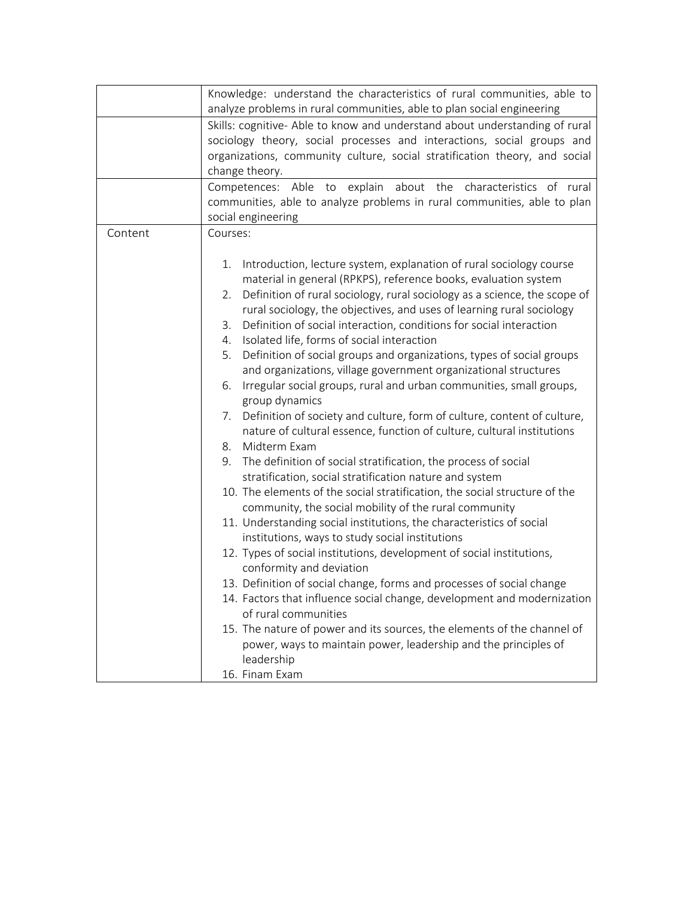| | |
|---|---|
| | Knowledge: understand the characteristics of rural communities, able to analyze problems in rural communities, able to plan social engineering |
| | Skills: cognitive- Able to know and understand about understanding of rural sociology theory, social processes and interactions, social groups and organizations, community culture, social stratification theory, and social change theory. |
| | Competences: Able to explain about the characteristics of rural communities, able to analyze problems in rural communities, able to plan social engineering |
| Content | Courses:<br><br>1. Introduction, lecture system, explanation of rural sociology course material in general (RPKPS), reference books, evaluation system<br>2. Definition of rural sociology, rural sociology as a science, the scope of rural sociology, the objectives, and uses of learning rural sociology<br>3. Definition of social interaction, conditions for social interaction<br>4. Isolated life, forms of social interaction<br>5. Definition of social groups and organizations, types of social groups and organizations, village government organizational structures<br>6. Irregular social groups, rural and urban communities, small groups, group dynamics<br>7. Definition of society and culture, form of culture, content of culture, nature of cultural essence, function of culture, cultural institutions<br>8. Midterm Exam<br>9. The definition of social stratification, the process of social stratification, social stratification nature and system<br>10. The elements of the social stratification, the social structure of the community, the social mobility of the rural community<br>11. Understanding social institutions, the characteristics of social institutions, ways to study social institutions<br>12. Types of social institutions, development of social institutions, conformity and deviation<br>13. Definition of social change, forms and processes of social change<br>14. Factors that influence social change, development and modernization of rural communities<br>15. The nature of power and its sources, the elements of the channel of power, ways to maintain power, leadership and the principles of leadership<br>16. Finam Exam |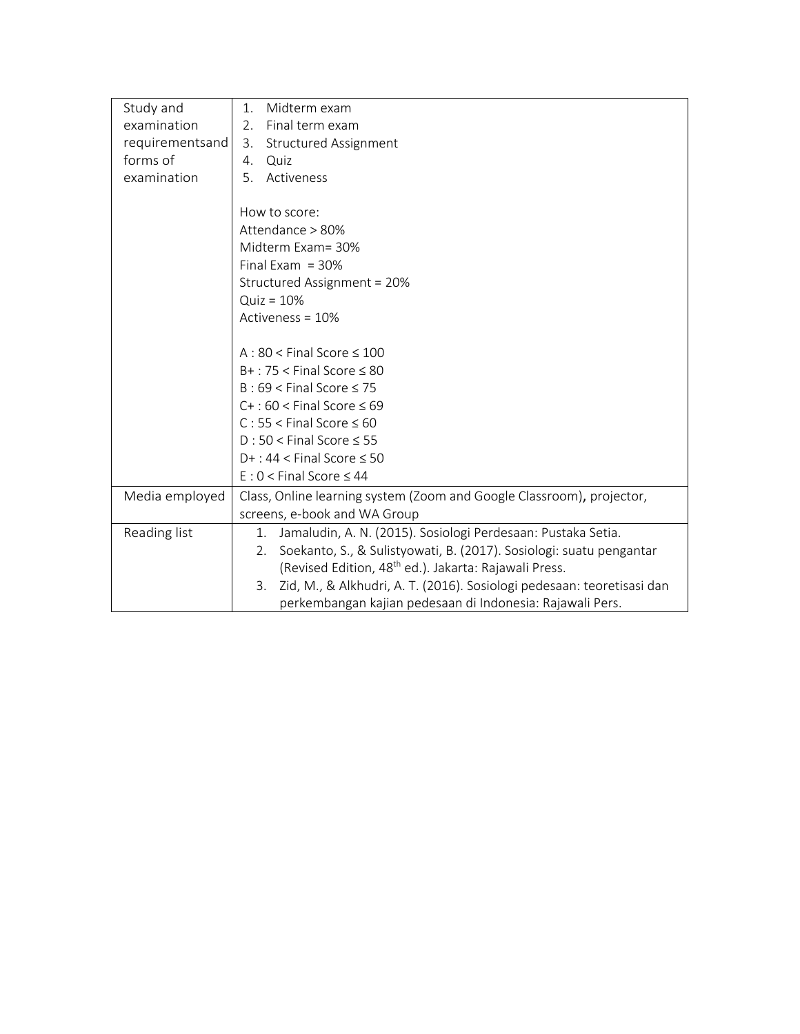| | |
|---|---|
| Study and examination requirementsand forms of examination | 1. Midterm exam<br>2. Final term exam<br>3. Structured Assignment<br>4. Quiz<br>5. Activeness<br><br>How to score:<br>Attendance > 80%<br>Midterm Exam= 30%<br>Final Exam = 30%<br>Structured Assignment = 20%<br>Quiz = 10%<br>Activeness = 10%<br><br>A : 80 < Final Score ≤ 100<br>B+ : 75 < Final Score ≤ 80<br>B : 69 < Final Score ≤ 75<br>C+ : 60 < Final Score ≤ 69<br>C : 55 < Final Score ≤ 60<br>D : 50 < Final Score ≤ 55<br>D+ : 44 < Final Score ≤ 50<br>E : 0 < Final Score ≤ 44 |
| Media employed | Class, Online learning system (Zoom and Google Classroom), projector, screens, e-book and WA Group |
| Reading list | 1. Jamaludin, A. N. (2015). Sosiologi Perdesaan: Pustaka Setia.<br>2. Soekanto, S., & Sulistyowati, B. (2017). Sosiologi: suatu pengantar (Revised Edition, 48th ed.). Jakarta: Rajawali Press.<br>3. Zid, M., & Alkhudri, A. T. (2016). Sosiologi pedesaan: teoretisasi dan perkembangan kajian pedesaan di Indonesia: Rajawali Pers. |